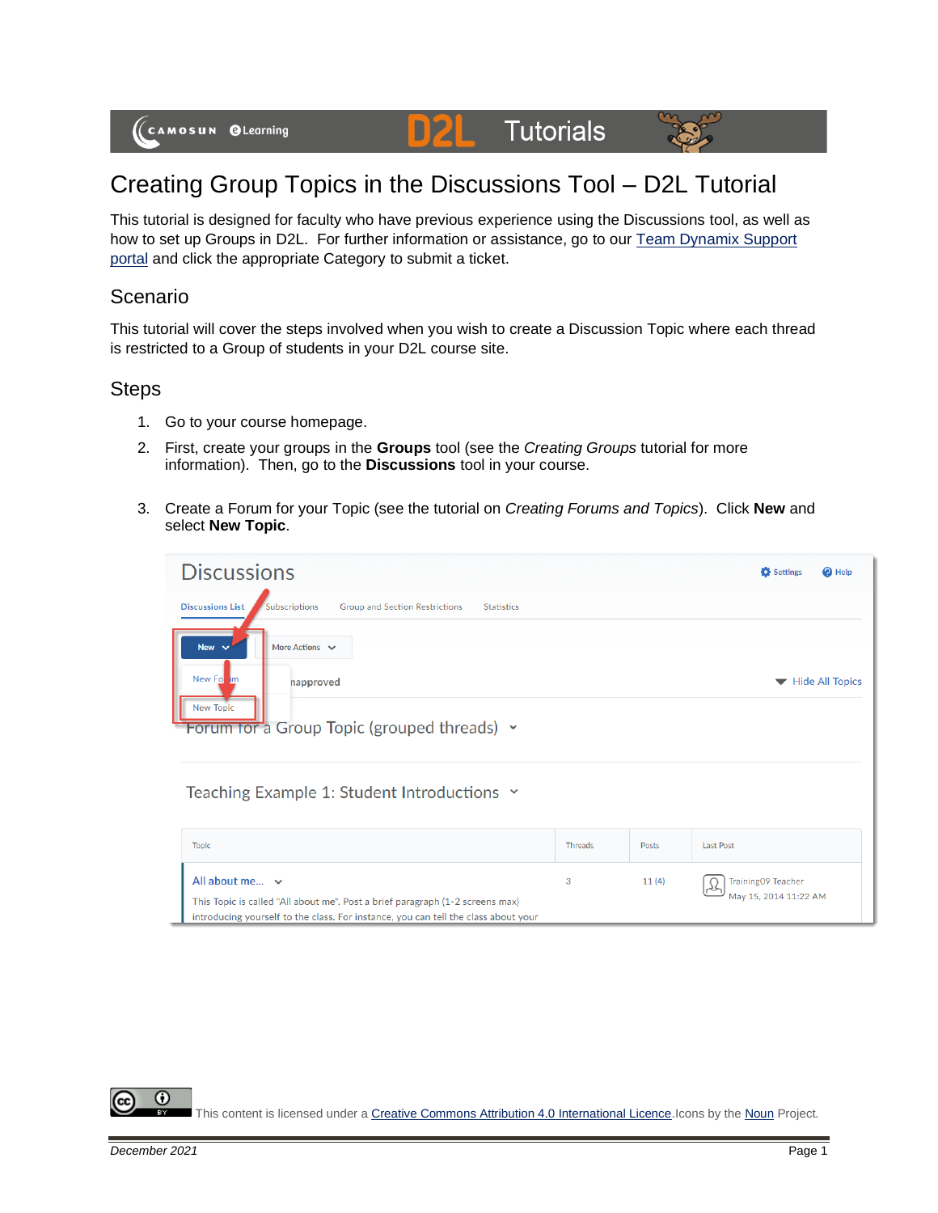# Creating Group Topics in the Discussions Tool – D2L Tutorial

This tutorial is designed for faculty who have previous experience using the Discussions tool, as well as how to set up Groups in D2L. For further information or assistance, go to our Team Dynamix Support portal and click the appropriate Category to submit a ticket.

## Scenario

This tutorial will cover the steps involved when you wish to create a Discussion Topic where each thread is restricted to a Group of students in your D2L course site.

## Steps

1. Go to your course homepage.
2. First, create your groups in the **Groups** tool (see the *Creating Groups* tutorial for more information). Then, go to the **Discussions** tool in your course.
3. Create a Forum for your Topic (see the tutorial on *Creating Forums and Topics*). Click **New** and select **New Topic**.

This content is licensed under a Creative Commons Attribution 4.0 International Licence. Icons by the Noun Project.

December 2021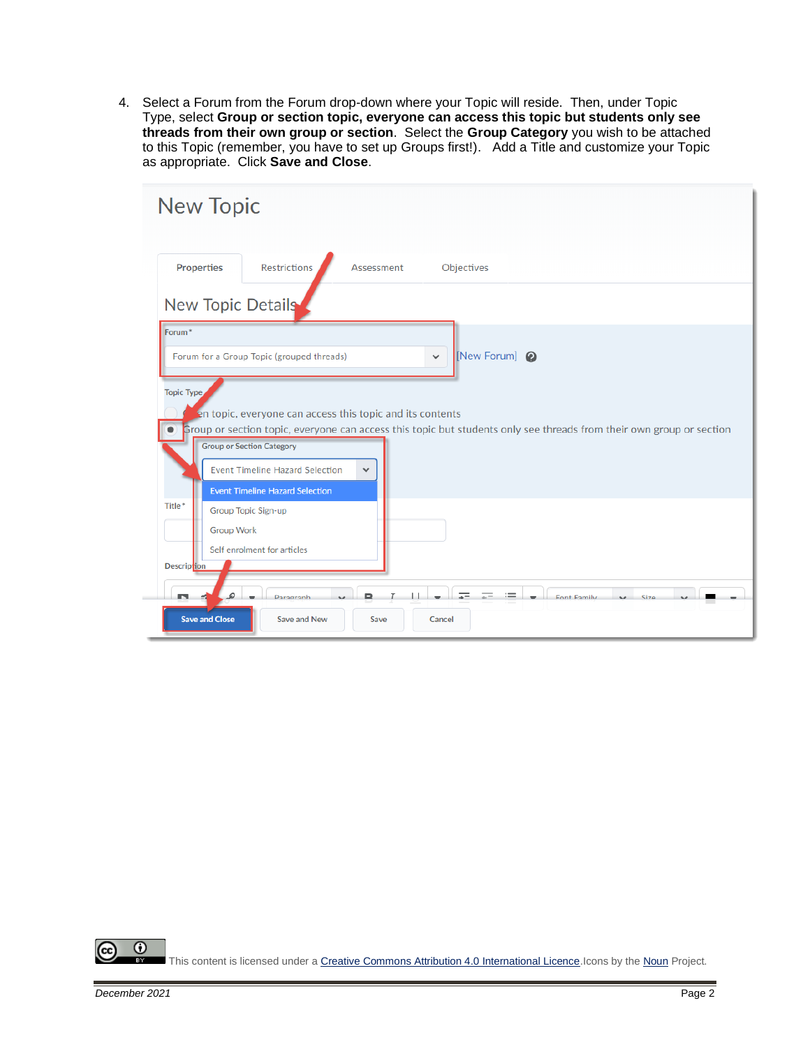4. Select a Forum from the Forum drop-down where your Topic will reside. Then, under Topic Type, select **Group or section topic, everyone can access this topic but students only see threads from their own group or section**. Select the **Group Category** you wish to be attached to this Topic (remember, you have to set up Groups first!). Add a Title and customize your Topic as appropriate. Click **Save and Close**.

This content is licensed under a Creative Commons Attribution 4.0 International Licence. Icons by the Noun Project.

*December 2021*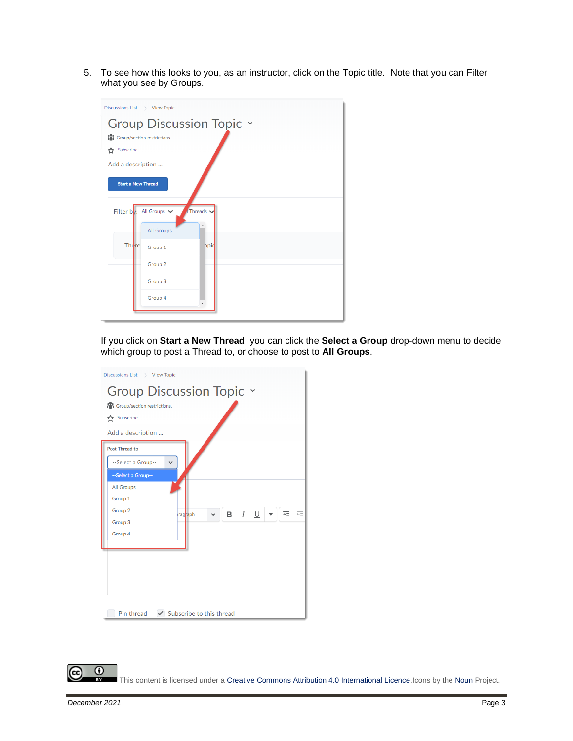5. To see how this looks to you, as an instructor, click on the Topic title. Note that you can Filter what you see by Groups.

If you click on **Start a New Thread**, you can click the **Select a Group** drop-down menu to decide which group to post a Thread to, or choose to post to **All Groups**.

This content is licensed under a Creative Commons Attribution 4.0 International Licence. Icons by the Noun Project.

*December 2021*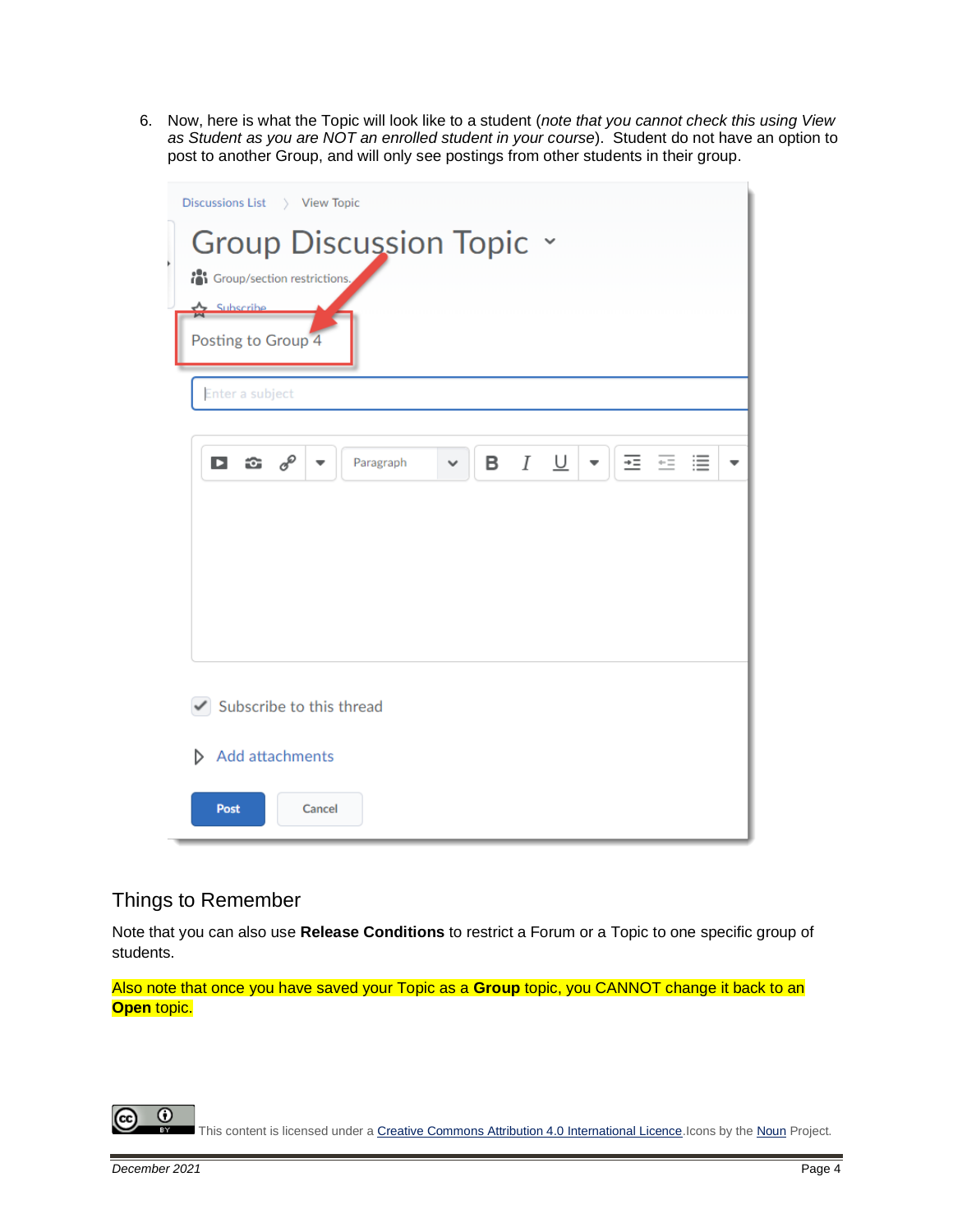6. Now, here is what the Topic will look like to a student (*note that you cannot check this using View as Student as you are NOT an enrolled student in your course*). Student do not have an option to post to another Group, and will only see postings from other students in their group.

## Things to Remember

Note that you can also use **Release Conditions** to restrict a Forum or a Topic to one specific group of students.

Also note that once you have saved your Topic as a **Group** topic, you CANNOT change it back to an **Open** topic.

This content is licensed under a [Creative Commons Attribution 4.0 International Licence](). Icons by the [Noun]() Project.